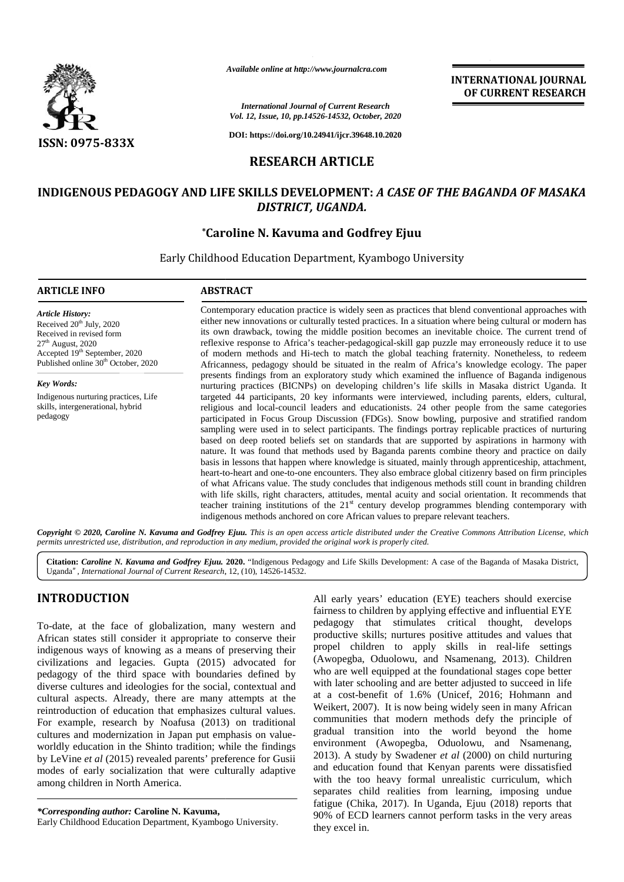*Available online at http://www.journalcra.com*

*International Journal of Current Research*
*Vol. 12, Issue, 10, pp.14526-14532, October, 2020*

**DOI: https://doi.org/10.24941/ijcr.39648.10.2020**

**ISSN: 0975-833X**

**INTERNATIONAL JOURNAL OF CURRENT RESEARCH**

## RESEARCH ARTICLE

# INDIGENOUS PEDAGOGY AND LIFE SKILLS DEVELOPMENT: *A CASE OF THE BAGANDA OF MASAKA DISTRICT, UGANDA.*

**\*Caroline N. Kavuma and Godfrey Ejuu**

Early Childhood Education Department, Kyambogo University

### ARTICLE INFO

*Article History:*
Received 20th July, 2020
Received in revised form
27th August, 2020
Accepted 19th September, 2020
Published online 30th October, 2020

*Key Words:*
Indigenous nurturing practices, Life skills, intergenerational, hybrid pedagogy

### ABSTRACT

Contemporary education practice is widely seen as practices that blend conventional approaches with either new innovations or culturally tested practices. In a situation where being cultural or modern has its own drawback, towing the middle position becomes an inevitable choice. The current trend of reflexive response to Africa's teacher-pedagogical-skill gap puzzle may erroneously reduce it to use of modern methods and Hi-tech to match the global teaching fraternity. Nonetheless, to redeem Africanness, pedagogy should be situated in the realm of Africa's knowledge ecology. The paper presents findings from an exploratory study which examined the influence of Baganda indigenous nurturing practices (BICNPs) on developing children's life skills in Masaka district Uganda. It targeted 44 participants, 20 key informants were interviewed, including parents, elders, cultural, religious and local-council leaders and educationists. 24 other people from the same categories participated in Focus Group Discussion (FDGs). Snow bowling, purposive and stratified random sampling were used in to select participants. The findings portray replicable practices of nurturing based on deep rooted beliefs set on standards that are supported by aspirations in harmony with nature. It was found that methods used by Baganda parents combine theory and practice on daily basis in lessons that happen where knowledge is situated, mainly through apprenticeship, attachment, heart-to-heart and one-to-one encounters. They also embrace global citizenry based on firm principles of what Africans value. The study concludes that indigenous methods still count in branding children with life skills, right characters, attitudes, mental acuity and social orientation. It recommends that teacher training institutions of the 21st century develop programmes blending contemporary with indigenous methods anchored on core African values to prepare relevant teachers.

***Copyright © 2020, Caroline N. Kavuma and Godfrey Ejuu.*** *This is an open access article distributed under the Creative Commons Attribution License, which permits unrestricted use, distribution, and reproduction in any medium, provided the original work is properly cited.*

**Citation:** ***Caroline N. Kavuma and Godfrey Ejuu.* 2020.** "Indigenous Pedagogy and Life Skills Development: A case of the Baganda of Masaka District, Uganda", *International Journal of Current Research*, 12, (10), 14526-14532.

## INTRODUCTION

To-date, at the face of globalization, many western and African states still consider it appropriate to conserve their indigenous ways of knowing as a means of preserving their civilizations and legacies. Gupta (2015) advocated for pedagogy of the third space with boundaries defined by diverse cultures and ideologies for the social, contextual and cultural aspects. Already, there are many attempts at the reintroduction of education that emphasizes cultural values. For example, research by Noafusa (2013) on traditional cultures and modernization in Japan put emphasis on value-worldly education in the Shinto tradition; while the findings by LeVine *et al* (2015) revealed parents' preference for Gusii modes of early socialization that were culturally adaptive among children in North America.

All early years' education (EYE) teachers should exercise fairness to children by applying effective and influential EYE pedagogy that stimulates critical thought, develops productive skills; nurtures positive attitudes and values that propel children to apply skills in real-life settings (Awopegba, Oduolowu, and Nsamenang, 2013). Children who are well equipped at the foundational stages cope better with later schooling and are better adjusted to succeed in life at a cost-benefit of 1.6% (Unicef, 2016; Hohmann and Weikert, 2007). It is now being widely seen in many African communities that modern methods defy the principle of gradual transition into the world beyond the home environment (Awopegba, Oduolowu, and Nsamenang, 2013). A study by Swadener *et al* (2000) on child nurturing and education found that Kenyan parents were dissatisfied with the too heavy formal unrealistic curriculum, which separates child realities from learning, imposing undue fatigue (Chika, 2017). In Uganda, Ejuu (2018) reports that 90% of ECD learners cannot perform tasks in the very areas they excel in.

***\*Corresponding author:*** **Caroline N. Kavuma,**
Early Childhood Education Department, Kyambogo University.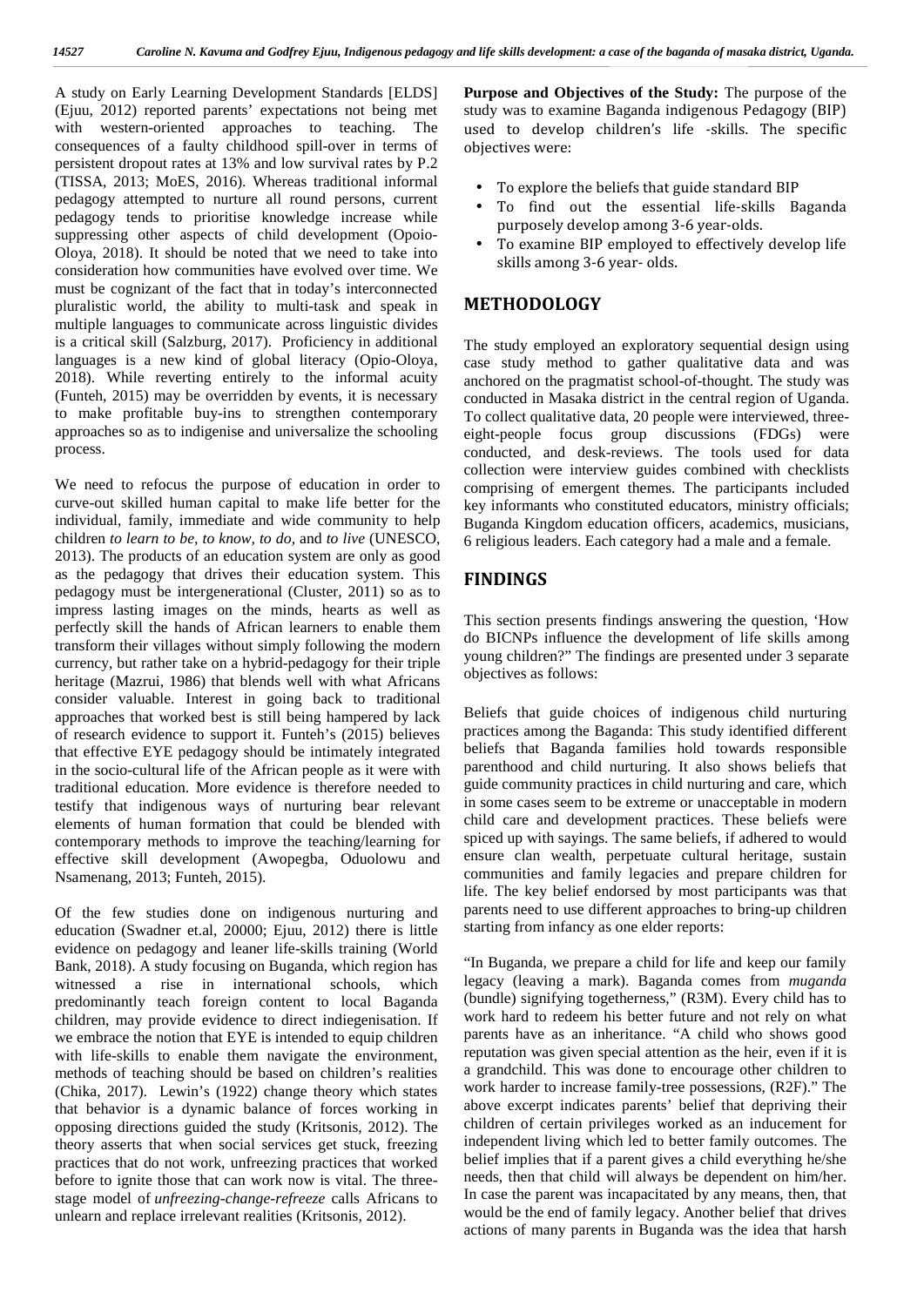A study on Early Learning Development Standards [ELDS] (Ejuu, 2012) reported parents' expectations not being met with western-oriented approaches to teaching. The consequences of a faulty childhood spill-over in terms of persistent dropout rates at 13% and low survival rates by P.2 (TISSA, 2013; MoES, 2016). Whereas traditional informal pedagogy attempted to nurture all round persons, current pedagogy tends to prioritise knowledge increase while suppressing other aspects of child development (Opoio-Oloya, 2018). It should be noted that we need to take into consideration how communities have evolved over time. We must be cognizant of the fact that in today's interconnected pluralistic world, the ability to multi-task and speak in multiple languages to communicate across linguistic divides is a critical skill (Salzburg, 2017). Proficiency in additional languages is a new kind of global literacy (Opio-Oloya, 2018). While reverting entirely to the informal acuity (Funteh, 2015) may be overridden by events, it is necessary to make profitable buy-ins to strengthen contemporary approaches so as to indigenise and universalize the schooling process.

We need to refocus the purpose of education in order to curve-out skilled human capital to make life better for the individual, family, immediate and wide community to help children *to learn to be, to know, to do,* and *to live* (UNESCO, 2013). The products of an education system are only as good as the pedagogy that drives their education system. This pedagogy must be intergenerational (Cluster, 2011) so as to impress lasting images on the minds, hearts as well as perfectly skill the hands of African learners to enable them transform their villages without simply following the modern currency, but rather take on a hybrid-pedagogy for their triple heritage (Mazrui, 1986) that blends well with what Africans consider valuable. Interest in going back to traditional approaches that worked best is still being hampered by lack of research evidence to support it. Funteh's (2015) believes that effective EYE pedagogy should be intimately integrated in the socio-cultural life of the African people as it were with traditional education. More evidence is therefore needed to testify that indigenous ways of nurturing bear relevant elements of human formation that could be blended with contemporary methods to improve the teaching/learning for effective skill development (Awopegba, Oduolowu and Nsamenang, 2013; Funteh, 2015).

Of the few studies done on indigenous nurturing and education (Swadner et.al, 20000; Ejuu, 2012) there is little evidence on pedagogy and leaner life-skills training (World Bank, 2018). A study focusing on Buganda, which region has witnessed a rise in international schools, which predominantly teach foreign content to local Baganda children, may provide evidence to direct indiegenisation. If we embrace the notion that EYE is intended to equip children with life-skills to enable them navigate the environment, methods of teaching should be based on children's realities (Chika, 2017). Lewin's (1922) change theory which states that behavior is a dynamic balance of forces working in opposing directions guided the study (Kritsonis, 2012). The theory asserts that when social services get stuck, freezing practices that do not work, unfreezing practices that worked before to ignite those that can work now is vital. The three-stage model of *unfreezing-change-refreeze* calls Africans to unlearn and replace irrelevant realities (Kritsonis, 2012).

**Purpose and Objectives of the Study:** The purpose of the study was to examine Baganda indigenous Pedagogy (BIP) used to develop children's life -skills. The specific objectives were:

- To explore the beliefs that guide standard BIP
- To find out the essential life-skills Baganda purposely develop among 3-6 year-olds.
- To examine BIP employed to effectively develop life skills among 3-6 year- olds.

## METHODOLOGY

The study employed an exploratory sequential design using case study method to gather qualitative data and was anchored on the pragmatist school-of-thought. The study was conducted in Masaka district in the central region of Uganda. To collect qualitative data, 20 people were interviewed, three-eight-people focus group discussions (FDGs) were conducted, and desk-reviews. The tools used for data collection were interview guides combined with checklists comprising of emergent themes. The participants included key informants who constituted educators, ministry officials; Buganda Kingdom education officers, academics, musicians, 6 religious leaders. Each category had a male and a female.

## FINDINGS

This section presents findings answering the question, 'How do BICNPs influence the development of life skills among young children?" The findings are presented under 3 separate objectives as follows:

Beliefs that guide choices of indigenous child nurturing practices among the Baganda: This study identified different beliefs that Baganda families hold towards responsible parenthood and child nurturing. It also shows beliefs that guide community practices in child nurturing and care, which in some cases seem to be extreme or unacceptable in modern child care and development practices. These beliefs were spiced up with sayings. The same beliefs, if adhered to would ensure clan wealth, perpetuate cultural heritage, sustain communities and family legacies and prepare children for life. The key belief endorsed by most participants was that parents need to use different approaches to bring-up children starting from infancy as one elder reports:

"In Buganda, we prepare a child for life and keep our family legacy (leaving a mark). Baganda comes from *muganda* (bundle) signifying togetherness," (R3M). Every child has to work hard to redeem his better future and not rely on what parents have as an inheritance. "A child who shows good reputation was given special attention as the heir, even if it is a grandchild. This was done to encourage other children to work harder to increase family-tree possessions, (R2F)." The above excerpt indicates parents' belief that depriving their children of certain privileges worked as an inducement for independent living which led to better family outcomes. The belief implies that if a parent gives a child everything he/she needs, then that child will always be dependent on him/her. In case the parent was incapacitated by any means, then, that would be the end of family legacy. Another belief that drives actions of many parents in Buganda was the idea that harsh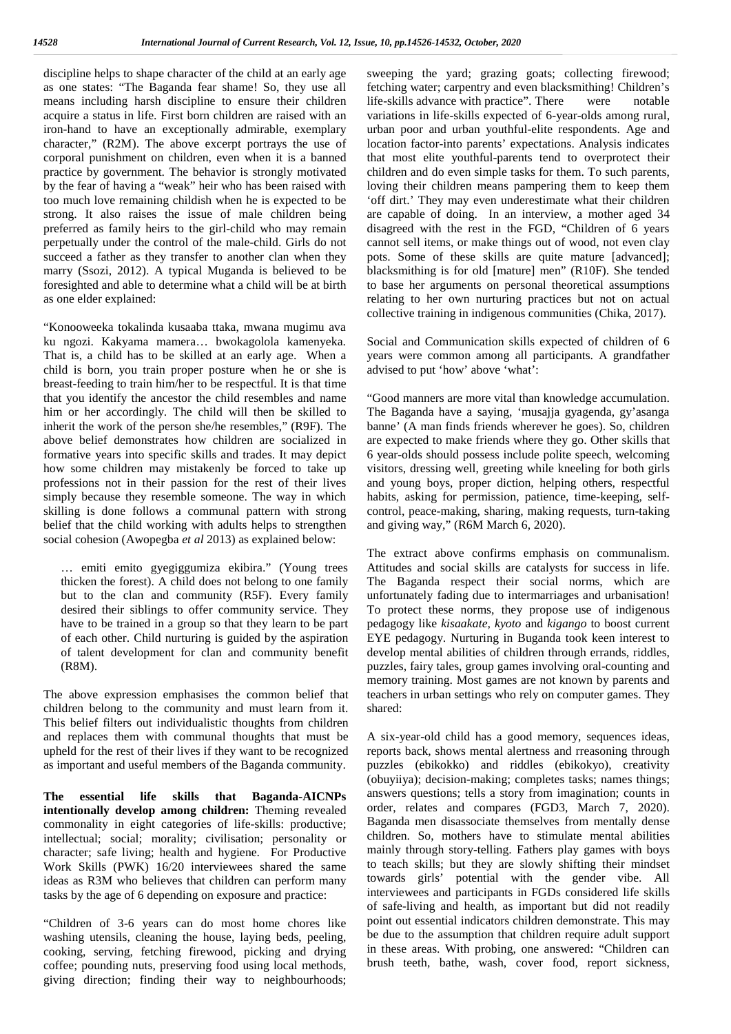discipline helps to shape character of the child at an early age as one states: "The Baganda fear shame! So, they use all means including harsh discipline to ensure their children acquire a status in life. First born children are raised with an iron-hand to have an exceptionally admirable, exemplary character," (R2M). The above excerpt portrays the use of corporal punishment on children, even when it is a banned practice by government. The behavior is strongly motivated by the fear of having a "weak" heir who has been raised with too much love remaining childish when he is expected to be strong. It also raises the issue of male children being preferred as family heirs to the girl-child who may remain perpetually under the control of the male-child. Girls do not succeed a father as they transfer to another clan when they marry (Ssozi, 2012). A typical Muganda is believed to be foresighted and able to determine what a child will be at birth as one elder explained:

"Konooweeka tokalinda kusaaba ttaka, mwana mugimu ava ku ngozi. Kakyama mamera… bwokagolola kamenyeka. That is, a child has to be skilled at an early age. When a child is born, you train proper posture when he or she is breast-feeding to train him/her to be respectful. It is that time that you identify the ancestor the child resembles and name him or her accordingly. The child will then be skilled to inherit the work of the person she/he resembles," (R9F). The above belief demonstrates how children are socialized in formative years into specific skills and trades. It may depict how some children may mistakenly be forced to take up professions not in their passion for the rest of their lives simply because they resemble someone. The way in which skilling is done follows a communal pattern with strong belief that the child working with adults helps to strengthen social cohesion (Awopegba *et al* 2013) as explained below:

> … emiti emito gyegiggumiza ekibira." (Young trees thicken the forest). A child does not belong to one family but to the clan and community (R5F). Every family desired their siblings to offer community service. They have to be trained in a group so that they learn to be part of each other. Child nurturing is guided by the aspiration of talent development for clan and community benefit (R8M).

The above expression emphasises the common belief that children belong to the community and must learn from it. This belief filters out individualistic thoughts from children and replaces them with communal thoughts that must be upheld for the rest of their lives if they want to be recognized as important and useful members of the Baganda community.

**The essential life skills that Baganda-AICNPs intentionally develop among children:** Theming revealed commonality in eight categories of life-skills: productive; intellectual; social; morality; civilisation; personality or character; safe living; health and hygiene. For Productive Work Skills (PWK) 16/20 interviewees shared the same ideas as R3M who believes that children can perform many tasks by the age of 6 depending on exposure and practice:

"Children of 3-6 years can do most home chores like washing utensils, cleaning the house, laying beds, peeling, cooking, serving, fetching firewood, picking and drying coffee; pounding nuts, preserving food using local methods, giving direction; finding their way to neighbourhoods; sweeping the yard; grazing goats; collecting firewood; fetching water; carpentry and even blacksmithing! Children's life-skills advance with practice". There were notable variations in life-skills expected of 6-year-olds among rural, urban poor and urban youthful-elite respondents. Age and location factor-into parents' expectations. Analysis indicates that most elite youthful-parents tend to overprotect their children and do even simple tasks for them. To such parents, loving their children means pampering them to keep them 'off dirt.' They may even underestimate what their children are capable of doing. In an interview, a mother aged 34 disagreed with the rest in the FGD, "Children of 6 years cannot sell items, or make things out of wood, not even clay pots. Some of these skills are quite mature [advanced]; blacksmithing is for old [mature] men" (R10F). She tended to base her arguments on personal theoretical assumptions relating to her own nurturing practices but not on actual collective training in indigenous communities (Chika, 2017).

Social and Communication skills expected of children of 6 years were common among all participants. A grandfather advised to put 'how' above 'what':

"Good manners are more vital than knowledge accumulation. The Baganda have a saying, 'musajja gyagenda, gy'asanga banne' (A man finds friends wherever he goes). So, children are expected to make friends where they go. Other skills that 6 year-olds should possess include polite speech, welcoming visitors, dressing well, greeting while kneeling for both girls and young boys, proper diction, helping others, respectful habits, asking for permission, patience, time-keeping, self-control, peace-making, sharing, making requests, turn-taking and giving way," (R6M March 6, 2020).

The extract above confirms emphasis on communalism. Attitudes and social skills are catalysts for success in life. The Baganda respect their social norms, which are unfortunately fading due to intermarriages and urbanisation! To protect these norms, they propose use of indigenous pedagogy like *kisaakate*, *kyoto* and *kigango* to boost current EYE pedagogy. Nurturing in Buganda took keen interest to develop mental abilities of children through errands, riddles, puzzles, fairy tales, group games involving oral-counting and memory training. Most games are not known by parents and teachers in urban settings who rely on computer games. They shared:

A six-year-old child has a good memory, sequences ideas, reports back, shows mental alertness and rreasoning through puzzles (ebikokko) and riddles (ebikokyo), creativity (obuyiiya); decision-making; completes tasks; names things; answers questions; tells a story from imagination; counts in order, relates and compares (FGD3, March 7, 2020). Baganda men disassociate themselves from mentally dense children. So, mothers have to stimulate mental abilities mainly through story-telling. Fathers play games with boys to teach skills; but they are slowly shifting their mindset towards girls' potential with the gender vibe. All interviewees and participants in FGDs considered life skills of safe-living and health, as important but did not readily point out essential indicators children demonstrate. This may be due to the assumption that children require adult support in these areas. With probing, one answered: "Children can brush teeth, bathe, wash, cover food, report sickness,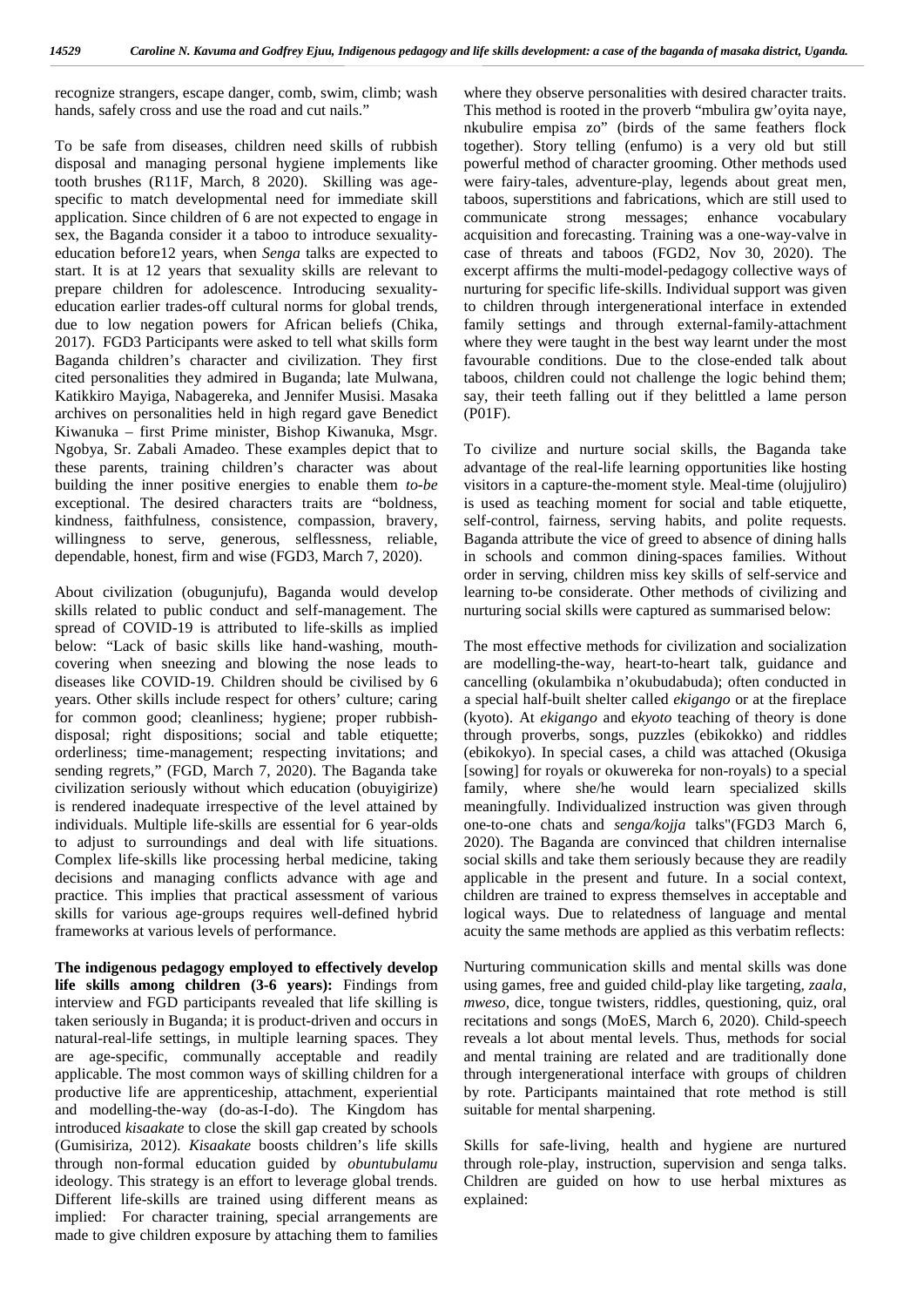recognize strangers, escape danger, comb, swim, climb; wash hands, safely cross and use the road and cut nails."

To be safe from diseases, children need skills of rubbish disposal and managing personal hygiene implements like tooth brushes (R11F, March, 8 2020). Skilling was age-specific to match developmental need for immediate skill application. Since children of 6 are not expected to engage in sex, the Baganda consider it a taboo to introduce sexuality-education before12 years, when *Senga* talks are expected to start. It is at 12 years that sexuality skills are relevant to prepare children for adolescence. Introducing sexuality-education earlier trades-off cultural norms for global trends, due to low negation powers for African beliefs (Chika, 2017). FGD3 Participants were asked to tell what skills form Baganda children's character and civilization. They first cited personalities they admired in Buganda; late Mulwana, Katikkiro Mayiga, Nabagereka, and Jennifer Musisi. Masaka archives on personalities held in high regard gave Benedict Kiwanuka – first Prime minister, Bishop Kiwanuka, Msgr. Ngobya, Sr. Zabali Amadeo. These examples depict that to these parents, training children's character was about building the inner positive energies to enable them *to-be* exceptional. The desired characters traits are "boldness, kindness, faithfulness, consistence, compassion, bravery, willingness to serve, generous, selflessness, reliable, dependable, honest, firm and wise (FGD3, March 7, 2020).

About civilization (obugunjufu), Baganda would develop skills related to public conduct and self-management. The spread of COVID-19 is attributed to life-skills as implied below: "Lack of basic skills like hand-washing, mouth-covering when sneezing and blowing the nose leads to diseases like COVID-19. Children should be civilised by 6 years. Other skills include respect for others' culture; caring for common good; cleanliness; hygiene; proper rubbish-disposal; right dispositions; social and table etiquette; orderliness; time-management; respecting invitations; and sending regrets," (FGD, March 7, 2020). The Baganda take civilization seriously without which education (obuyigirize) is rendered inadequate irrespective of the level attained by individuals. Multiple life-skills are essential for 6 year-olds to adjust to surroundings and deal with life situations. Complex life-skills like processing herbal medicine, taking decisions and managing conflicts advance with age and practice. This implies that practical assessment of various skills for various age-groups requires well-defined hybrid frameworks at various levels of performance.

**The indigenous pedagogy employed to effectively develop life skills among children (3-6 years):** Findings from interview and FGD participants revealed that life skilling is taken seriously in Buganda; it is product-driven and occurs in natural-real-life settings, in multiple learning spaces. They are age-specific, communally acceptable and readily applicable. The most common ways of skilling children for a productive life are apprenticeship, attachment, experiential and modelling-the-way (do-as-I-do). The Kingdom has introduced *kisaakate* to close the skill gap created by schools (Gumisiriza, 2012). *Kisaakate* boosts children's life skills through non-formal education guided by *obuntubulamu* ideology. This strategy is an effort to leverage global trends. Different life-skills are trained using different means as implied: For character training, special arrangements are made to give children exposure by attaching them to families where they observe personalities with desired character traits. This method is rooted in the proverb "mbulira gw'oyita naye, nkubulire empisa zo" (birds of the same feathers flock together). Story telling (enfumo) is a very old but still powerful method of character grooming. Other methods used were fairy-tales, adventure-play, legends about great men, taboos, superstitions and fabrications, which are still used to communicate strong messages; enhance vocabulary acquisition and forecasting. Training was a one-way-valve in case of threats and taboos (FGD2, Nov 30, 2020). The excerpt affirms the multi-model-pedagogy collective ways of nurturing for specific life-skills. Individual support was given to children through intergenerational interface in extended family settings and through external-family-attachment where they were taught in the best way learnt under the most favourable conditions. Due to the close-ended talk about taboos, children could not challenge the logic behind them; say, their teeth falling out if they belittled a lame person (P01F).

To civilize and nurture social skills, the Baganda take advantage of the real-life learning opportunities like hosting visitors in a capture-the-moment style. Meal-time (olujjuliro) is used as teaching moment for social and table etiquette, self-control, fairness, serving habits, and polite requests. Baganda attribute the vice of greed to absence of dining halls in schools and common dining-spaces families. Without order in serving, children miss key skills of self-service and learning to-be considerate. Other methods of civilizing and nurturing social skills were captured as summarised below:

The most effective methods for civilization and socialization are modelling-the-way, heart-to-heart talk, guidance and cancelling (okulambika n'okubudabuda); often conducted in a special half-built shelter called *ekigango* or at the fireplace (kyoto). At *ekigango* and e*kyoto* teaching of theory is done through proverbs, songs, puzzles (ebikokko) and riddles (ebikokyo). In special cases, a child was attached (Okusiga [sowing] for royals or okuwereka for non-royals) to a special family, where she/he would learn specialized skills meaningfully. Individualized instruction was given through one-to-one chats and *senga/kojja* talks"(FGD3 March 6, 2020). The Baganda are convinced that children internalise social skills and take them seriously because they are readily applicable in the present and future. In a social context, children are trained to express themselves in acceptable and logical ways. Due to relatedness of language and mental acuity the same methods are applied as this verbatim reflects:

Nurturing communication skills and mental skills was done using games, free and guided child-play like targeting, *zaala*, *mweso*, dice, tongue twisters, riddles, questioning, quiz, oral recitations and songs (MoES, March 6, 2020). Child-speech reveals a lot about mental levels. Thus, methods for social and mental training are related and are traditionally done through intergenerational interface with groups of children by rote. Participants maintained that rote method is still suitable for mental sharpening.

Skills for safe-living, health and hygiene are nurtured through role-play, instruction, supervision and senga talks. Children are guided on how to use herbal mixtures as explained: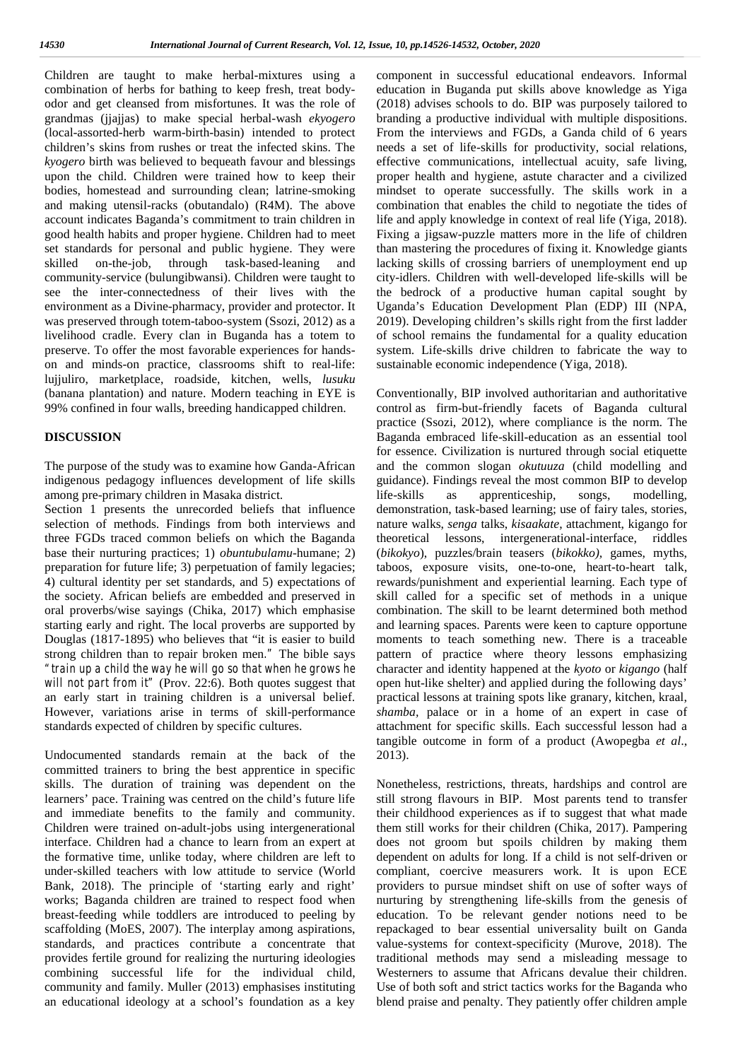Children are taught to make herbal-mixtures using a combination of herbs for bathing to keep fresh, treat body-odor and get cleansed from misfortunes. It was the role of grandmas (jjajjas) to make special herbal-wash *ekyogero* (local-assorted-herb warm-birth-basin) intended to protect children's skins from rushes or treat the infected skins. The *kyogero* birth was believed to bequeath favour and blessings upon the child. Children were trained how to keep their bodies, homestead and surrounding clean; latrine-smoking and making utensil-racks (obutandalo) (R4M). The above account indicates Baganda's commitment to train children in good health habits and proper hygiene. Children had to meet set standards for personal and public hygiene. They were skilled on-the-job, through task-based-leaning and community-service (bulungibwansi). Children were taught to see the inter-connectedness of their lives with the environment as a Divine-pharmacy, provider and protector. It was preserved through totem-taboo-system (Ssozi, 2012) as a livelihood cradle. Every clan in Buganda has a totem to preserve. To offer the most favorable experiences for hands-on and minds-on practice, classrooms shift to real-life: lujjuliro, marketplace, roadside, kitchen, wells, *lusuku* (banana plantation) and nature. Modern teaching in EYE is 99% confined in four walls, breeding handicapped children.

## DISCUSSION

The purpose of the study was to examine how Ganda-African indigenous pedagogy influences development of life skills among pre-primary children in Masaka district.

Section 1 presents the unrecorded beliefs that influence selection of methods. Findings from both interviews and three FGDs traced common beliefs on which the Baganda base their nurturing practices; 1) *obuntubulamu*-humane; 2) preparation for future life; 3) perpetuation of family legacies; 4) cultural identity per set standards, and 5) expectations of the society. African beliefs are embedded and preserved in oral proverbs/wise sayings (Chika, 2017) which emphasise starting early and right. The local proverbs are supported by Douglas (1817-1895) who believes that "it is easier to build strong children than to repair broken men." The bible says "*train up a child the way he will go so that when he grows he will not part from it*" (Prov. 22:6). Both quotes suggest that an early start in training children is a universal belief. However, variations arise in terms of skill-performance standards expected of children by specific cultures.

Undocumented standards remain at the back of the committed trainers to bring the best apprentice in specific skills. The duration of training was dependent on the learners' pace. Training was centred on the child's future life and immediate benefits to the family and community. Children were trained on-adult-jobs using intergenerational interface. Children had a chance to learn from an expert at the formative time, unlike today, where children are left to under-skilled teachers with low attitude to service (World Bank, 2018). The principle of 'starting early and right' works; Baganda children are trained to respect food when breast-feeding while toddlers are introduced to peeling by scaffolding (MoES, 2007). The interplay among aspirations, standards, and practices contribute a concentrate that provides fertile ground for realizing the nurturing ideologies combining successful life for the individual child, community and family. Muller (2013) emphasises instituting an educational ideology at a school's foundation as a key component in successful educational endeavors. Informal education in Buganda put skills above knowledge as Yiga (2018) advises schools to do. BIP was purposely tailored to branding a productive individual with multiple dispositions. From the interviews and FGDs, a Ganda child of 6 years needs a set of life-skills for productivity, social relations, effective communications, intellectual acuity, safe living, proper health and hygiene, astute character and a civilized mindset to operate successfully. The skills work in a combination that enables the child to negotiate the tides of life and apply knowledge in context of real life (Yiga, 2018). Fixing a jigsaw-puzzle matters more in the life of children than mastering the procedures of fixing it. Knowledge giants lacking skills of crossing barriers of unemployment end up city-idlers. Children with well-developed life-skills will be the bedrock of a productive human capital sought by Uganda's Education Development Plan (EDP) III (NPA, 2019). Developing children's skills right from the first ladder of school remains the fundamental for a quality education system. Life-skills drive children to fabricate the way to sustainable economic independence (Yiga, 2018).

Conventionally, BIP involved authoritarian and authoritative control as firm-but-friendly facets of Baganda cultural practice (Ssozi, 2012), where compliance is the norm. The Baganda embraced life-skill-education as an essential tool for essence. Civilization is nurtured through social etiquette and the common slogan *okutuuza* (child modelling and guidance). Findings reveal the most common BIP to develop life-skills as apprenticeship, songs, modelling, demonstration, task-based learning; use of fairy tales, stories, nature walks, *senga* talks, *kisaakate*, attachment, kigango for theoretical lessons, intergenerational-interface, riddles (*bikokyo*), puzzles/brain teasers (*bikokko),* games, myths, taboos, exposure visits, one-to-one, heart-to-heart talk, rewards/punishment and experiential learning. Each type of skill called for a specific set of methods in a unique combination. The skill to be learnt determined both method and learning spaces. Parents were keen to capture opportune moments to teach something new. There is a traceable pattern of practice where theory lessons emphasizing character and identity happened at the *kyoto* or *kigango* (half open hut-like shelter) and applied during the following days' practical lessons at training spots like granary, kitchen, kraal, *shamba*, palace or in a home of an expert in case of attachment for specific skills. Each successful lesson had a tangible outcome in form of a product (Awopegba *et al*., 2013).

Nonetheless, restrictions, threats, hardships and control are still strong flavours in BIP. Most parents tend to transfer their childhood experiences as if to suggest that what made them still works for their children (Chika, 2017). Pampering does not groom but spoils children by making them dependent on adults for long. If a child is not self-driven or compliant, coercive measurers work. It is upon ECE providers to pursue mindset shift on use of softer ways of nurturing by strengthening life-skills from the genesis of education. To be relevant gender notions need to be repackaged to bear essential universality built on Ganda value-systems for context-specificity (Murove, 2018). The traditional methods may send a misleading message to Westerners to assume that Africans devalue their children. Use of both soft and strict tactics works for the Baganda who blend praise and penalty. They patiently offer children ample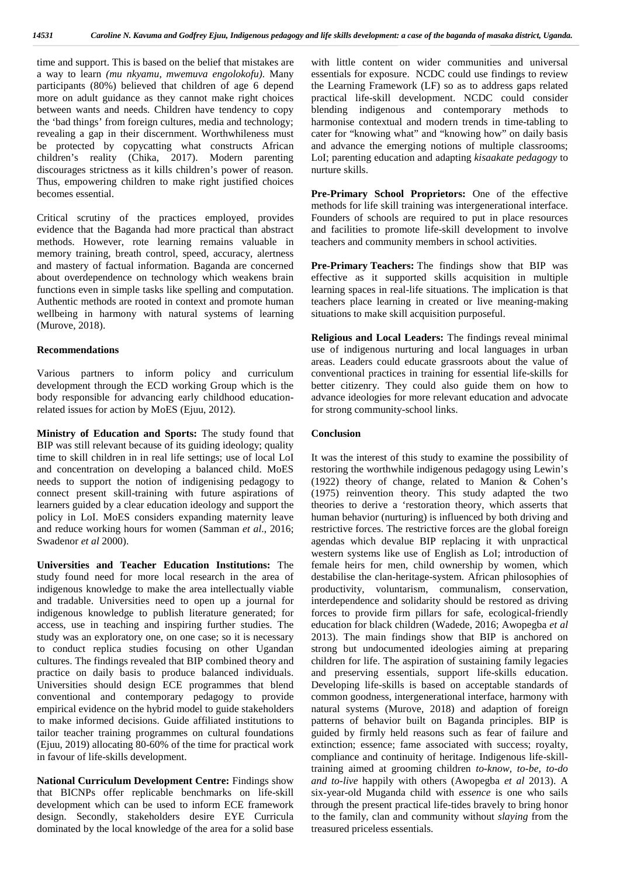time and support. This is based on the belief that mistakes are a way to learn *(mu nkyamu, mwemuva engolokofu)*. Many participants (80%) believed that children of age 6 depend more on adult guidance as they cannot make right choices between wants and needs. Children have tendency to copy the 'bad things' from foreign cultures, media and technology; revealing a gap in their discernment. Worthwhileness must be protected by copycatting what constructs African children's reality (Chika, 2017). Modern parenting discourages strictness as it kills children's power of reason. Thus, empowering children to make right justified choices becomes essential.

Critical scrutiny of the practices employed, provides evidence that the Baganda had more practical than abstract methods. However, rote learning remains valuable in memory training, breath control, speed, accuracy, alertness and mastery of factual information. Baganda are concerned about overdependence on technology which weakens brain functions even in simple tasks like spelling and computation. Authentic methods are rooted in context and promote human wellbeing in harmony with natural systems of learning (Murove, 2018).

## Recommendations

Various partners to inform policy and curriculum development through the ECD working Group which is the body responsible for advancing early childhood education-related issues for action by MoES (Ejuu, 2012).

**Ministry of Education and Sports:** The study found that BIP was still relevant because of its guiding ideology; quality time to skill children in in real life settings; use of local LoI and concentration on developing a balanced child. MoES needs to support the notion of indigenising pedagogy to connect present skill-training with future aspirations of learners guided by a clear education ideology and support the policy in LoI. MoES considers expanding maternity leave and reduce working hours for women (Samman *et al*., 2016; Swadenor *et al* 2000).

**Universities and Teacher Education Institutions:** The study found need for more local research in the area of indigenous knowledge to make the area intellectually viable and tradable. Universities need to open up a journal for indigenous knowledge to publish literature generated; for access, use in teaching and inspiring further studies. The study was an exploratory one, on one case; so it is necessary to conduct replica studies focusing on other Ugandan cultures. The findings revealed that BIP combined theory and practice on daily basis to produce balanced individuals. Universities should design ECE programmes that blend conventional and contemporary pedagogy to provide empirical evidence on the hybrid model to guide stakeholders to make informed decisions. Guide affiliated institutions to tailor teacher training programmes on cultural foundations (Ejuu, 2019) allocating 80-60% of the time for practical work in favour of life-skills development.

**National Curriculum Development Centre:** Findings show that BICNPs offer replicable benchmarks on life-skill development which can be used to inform ECE framework design. Secondly, stakeholders desire EYE Curricula dominated by the local knowledge of the area for a solid base with little content on wider communities and universal essentials for exposure. NCDC could use findings to review the Learning Framework (LF) so as to address gaps related practical life-skill development. NCDC could consider blending indigenous and contemporary methods to harmonise contextual and modern trends in time-tabling to cater for "knowing what" and "knowing how" on daily basis and advance the emerging notions of multiple classrooms; LoI; parenting education and adapting *kisaakate pedagogy* to nurture skills.

**Pre-Primary School Proprietors:** One of the effective methods for life skill training was intergenerational interface. Founders of schools are required to put in place resources and facilities to promote life-skill development to involve teachers and community members in school activities.

**Pre-Primary Teachers:** The findings show that BIP was effective as it supported skills acquisition in multiple learning spaces in real-life situations. The implication is that teachers place learning in created or live meaning-making situations to make skill acquisition purposeful.

**Religious and Local Leaders:** The findings reveal minimal use of indigenous nurturing and local languages in urban areas. Leaders could educate grassroots about the value of conventional practices in training for essential life-skills for better citizenry. They could also guide them on how to advance ideologies for more relevant education and advocate for strong community-school links.

## Conclusion

It was the interest of this study to examine the possibility of restoring the worthwhile indigenous pedagogy using Lewin's (1922) theory of change, related to Manion & Cohen's (1975) reinvention theory. This study adapted the two theories to derive a 'restoration theory, which asserts that human behavior (nurturing) is influenced by both driving and restrictive forces. The restrictive forces are the global foreign agendas which devalue BIP replacing it with unpractical western systems like use of English as LoI; introduction of female heirs for men, child ownership by women, which destabilise the clan-heritage-system. African philosophies of productivity, voluntarism, communalism, conservation, interdependence and solidarity should be restored as driving forces to provide firm pillars for safe, ecological-friendly education for black children (Wadede, 2016; Awopegba *et al* 2013). The main findings show that BIP is anchored on strong but undocumented ideologies aiming at preparing children for life. The aspiration of sustaining family legacies and preserving essentials, support life-skills education. Developing life-skills is based on acceptable standards of common goodness, intergenerational interface, harmony with natural systems (Murove, 2018) and adaption of foreign patterns of behavior built on Baganda principles. BIP is guided by firmly held reasons such as fear of failure and extinction; essence; fame associated with success; royalty, compliance and continuity of heritage. Indigenous life-skill-training aimed at grooming children *to-know, to-be, to-do and to-live* happily with others (Awopegba *et al* 2013). A six-year-old Muganda child with *essence* is one who sails through the present practical life-tides bravely to bring honor to the family, clan and community without *slaying* from the treasured priceless essentials.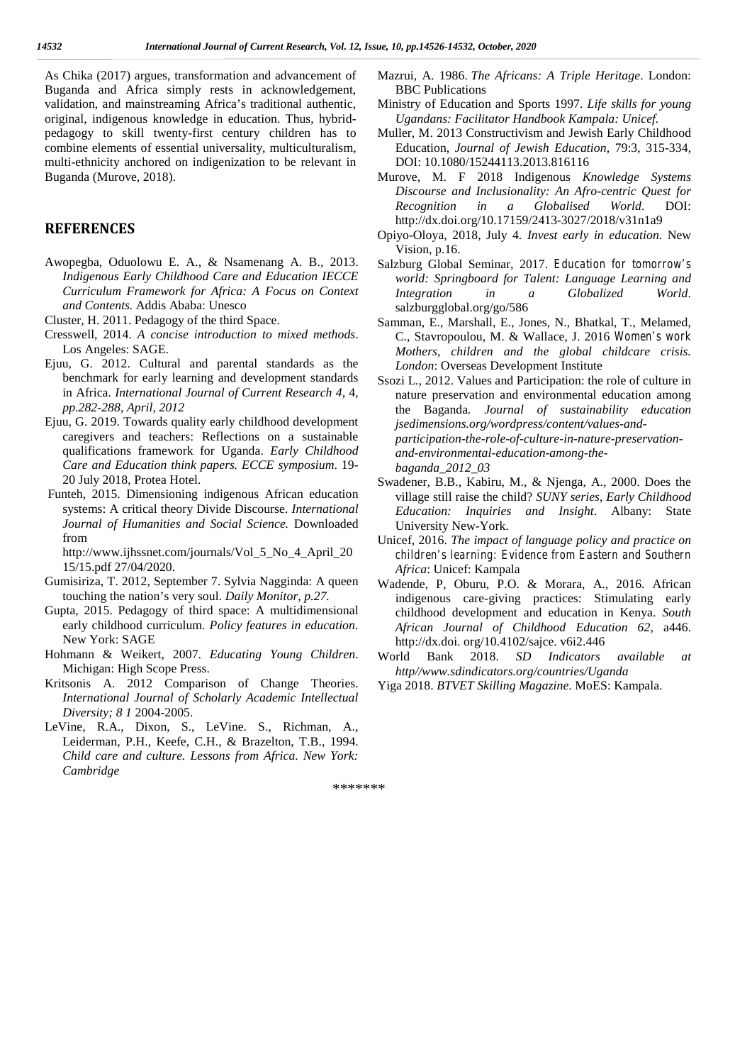As Chika (2017) argues, transformation and advancement of Buganda and Africa simply rests in acknowledgement, validation, and mainstreaming Africa's traditional authentic, original, indigenous knowledge in education. Thus, hybrid-pedagogy to skill twenty-first century children has to combine elements of essential universality, multiculturalism, multi-ethnicity anchored on indigenization to be relevant in Buganda (Murove, 2018).

## REFERENCES

Awopegba, Oduolowu E. A., & Nsamenang A. B., 2013. *Indigenous Early Childhood Care and Education IECCE Curriculum Framework for Africa: A Focus on Context and Contents.* Addis Ababa: Unesco

Cluster, H. 2011. Pedagogy of the third Space.

Cresswell, 2014. *A concise introduction to mixed methods*. Los Angeles: SAGE.

Ejuu, G. 2012. Cultural and parental standards as the benchmark for early learning and development standards in Africa. *International Journal of Current Research 4*, 4, *pp.282-288, April, 2012*

Ejuu, G. 2019. Towards quality early childhood development caregivers and teachers: Reflections on a sustainable qualifications framework for Uganda. *Early Childhood Care and Education think papers. ECCE symposium*. 19-20 July 2018, Protea Hotel.

Funteh, 2015. Dimensioning indigenous African education systems: A critical theory Divide Discourse. *International Journal of Humanities and Social Science.* Downloaded from http://www.ijhssnet.com/journals/Vol_5_No_4_April_2015/15.pdf 27/04/2020.

Gumisiriza, T. 2012, September 7. Sylvia Nagginda: A queen touching the nation's very soul. *Daily Monitor, p.27.*

Gupta, 2015. Pedagogy of third space: A multidimensional early childhood curriculum. *Policy features in education*. New York: SAGE

Hohmann & Weikert, 2007. *Educating Young Children*. Michigan: High Scope Press.

Kritsonis A. 2012 Comparison of Change Theories. *International Journal of Scholarly Academic Intellectual Diversity; 8 1* 2004-2005.

LeVine, R.A., Dixon, S., LeVine. S., Richman, A., Leiderman, P.H., Keefe, C.H., & Brazelton, T.B., 1994. *Child care and culture. Lessons from Africa. New York: Cambridge*

Mazrui, A. 1986. *The Africans: A Triple Heritage*. London: BBC Publications

Ministry of Education and Sports 1997. *Life skills for young Ugandans: Facilitator Handbook Kampala: Unicef.*

Muller, M. 2013 Constructivism and Jewish Early Childhood Education, *Journal of Jewish Education*, 79:3, 315-334, DOI: 10.1080/15244113.2013.816116

Murove, M. F 2018 Indigenous *Knowledge Systems Discourse and Inclusionality: An Afro-centric Quest for Recognition in a Globalised World*. DOI: http://dx.doi.org/10.17159/2413-3027/2018/v31n1a9

Opiyo-Oloya, 2018, July 4. *Invest early in education*. New Vision, p.16.

Salzburg Global Seminar, 2017. *Education for tomorrow's world: Springboard for Talent: Language Learning and Integration in a Globalized World*. salzburgglobal.org/go/586

Samman, E., Marshall, E., Jones, N., Bhatkal, T., Melamed, C., Stavropoulou, M. & Wallace, J. 2016 *Women's work Mothers, children and the global childcare crisis. London*: Overseas Development Institute

Ssozi L., 2012. Values and Participation: the role of culture in nature preservation and environmental education among the Baganda. *Journal of sustainability education jsedimensions.org/wordpress/content/values-and-participation-the-role-of-culture-in-nature-preservation-and-environmental-education-among-the-baganda_2012_03*

Swadener, B.B., Kabiru, M., & Njenga, A., 2000. Does the village still raise the child? *SUNY series, Early Childhood Education: Inquiries and Insight*. Albany: State University New-York.

Unicef, 2016. *The impact of language policy and practice on children's learning: Evidence from Eastern and Southern Africa*: Unicef: Kampala

Wadende, P, Oburu, P.O. & Morara, A., 2016. African indigenous care-giving practices: Stimulating early childhood development and education in Kenya. *South African Journal of Childhood Education 62*, a446. http://dx.doi. org/10.4102/sajce. v6i2.446

World Bank 2018. *SD Indicators available at http//www.sdindicators.org/countries/Uganda*

Yiga 2018. *BTVET Skilling Magazine*. MoES: Kampala.

*******